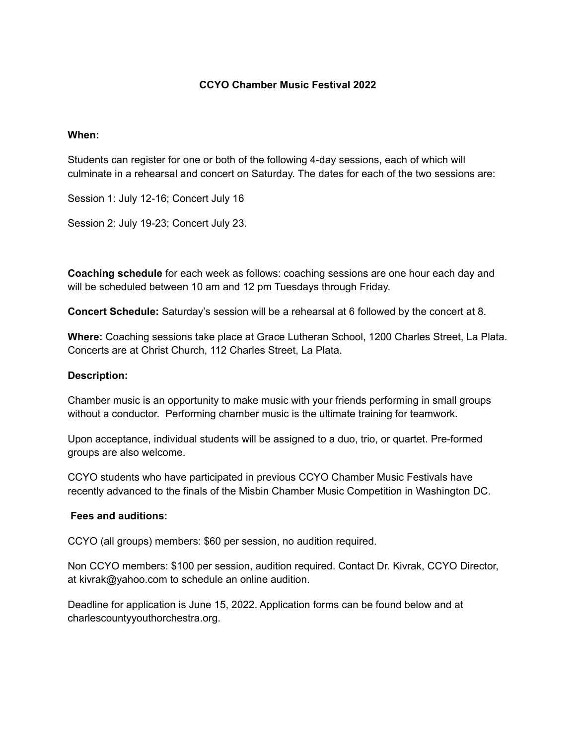# CCYO Chamber Music Festival 2022

**When:**

Students can register for one or both of the following 4-day sessions, each of which will culminate in a rehearsal and concert on Saturday. The dates for each of the two sessions are:

Session 1: July 12-16; Concert July 16

Session 2: July 19-23; Concert July 23.

**Coaching schedule** for each week as follows: coaching sessions are one hour each day and will be scheduled between 10 am and 12 pm Tuesdays through Friday.

**Concert Schedule:** Saturday's session will be a rehearsal at 6 followed by the concert at 8.

**Where:** Coaching sessions take place at Grace Lutheran School, 1200 Charles Street, La Plata. Concerts are at Christ Church, 112 Charles Street, La Plata.

**Description:**

Chamber music is an opportunity to make music with your friends performing in small groups without a conductor. Performing chamber music is the ultimate training for teamwork.

Upon acceptance, individual students will be assigned to a duo, trio, or quartet. Pre-formed groups are also welcome.

CCYO students who have participated in previous CCYO Chamber Music Festivals have recently advanced to the finals of the Misbin Chamber Music Competition in Washington DC.

**Fees and auditions:**

CCYO (all groups) members: $60 per session, no audition required.

Non CCYO members: $100 per session, audition required. Contact Dr. Kivrak, CCYO Director, at kivrak@yahoo.com to schedule an online audition.

Deadline for application is June 15, 2022. Application forms can be found below and at charlescountyyouthorchestra.org.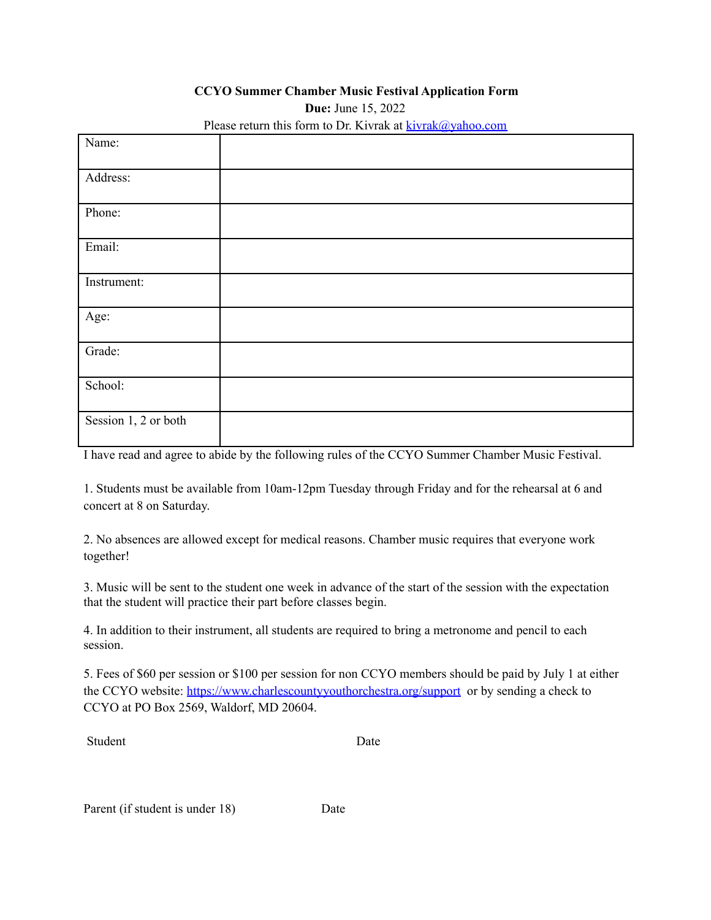**CCYO Summer Chamber Music Festival Application Form**

**Due:** June 15, 2022

Please return this form to Dr. Kivrak at kivrak@yahoo.com

| | |
|---|---|
| Name: | |
| Address: | |
| Phone: | |
| Email: | |
| Instrument: | |
| Age: | |
| Grade: | |
| School: | |
| Session 1, 2 or both | |

I have read and agree to abide by the following rules of the CCYO Summer Chamber Music Festival.

1. Students must be available from 10am-12pm Tuesday through Friday and for the rehearsal at 6 and concert at 8 on Saturday.

2. No absences are allowed except for medical reasons. Chamber music requires that everyone work together!

3. Music will be sent to the student one week in advance of the start of the session with the expectation that the student will practice their part before classes begin.

4. In addition to their instrument, all students are required to bring a metronome and pencil to each session.

5. Fees of $60 per session or $100 per session for non CCYO members should be paid by July 1 at either the CCYO website: https://www.charlescountyyouthorchestra.org/support or by sending a check to CCYO at PO Box 2569, Waldorf, MD 20604.

Student                                        Date

Parent (if student is under 18)                        Date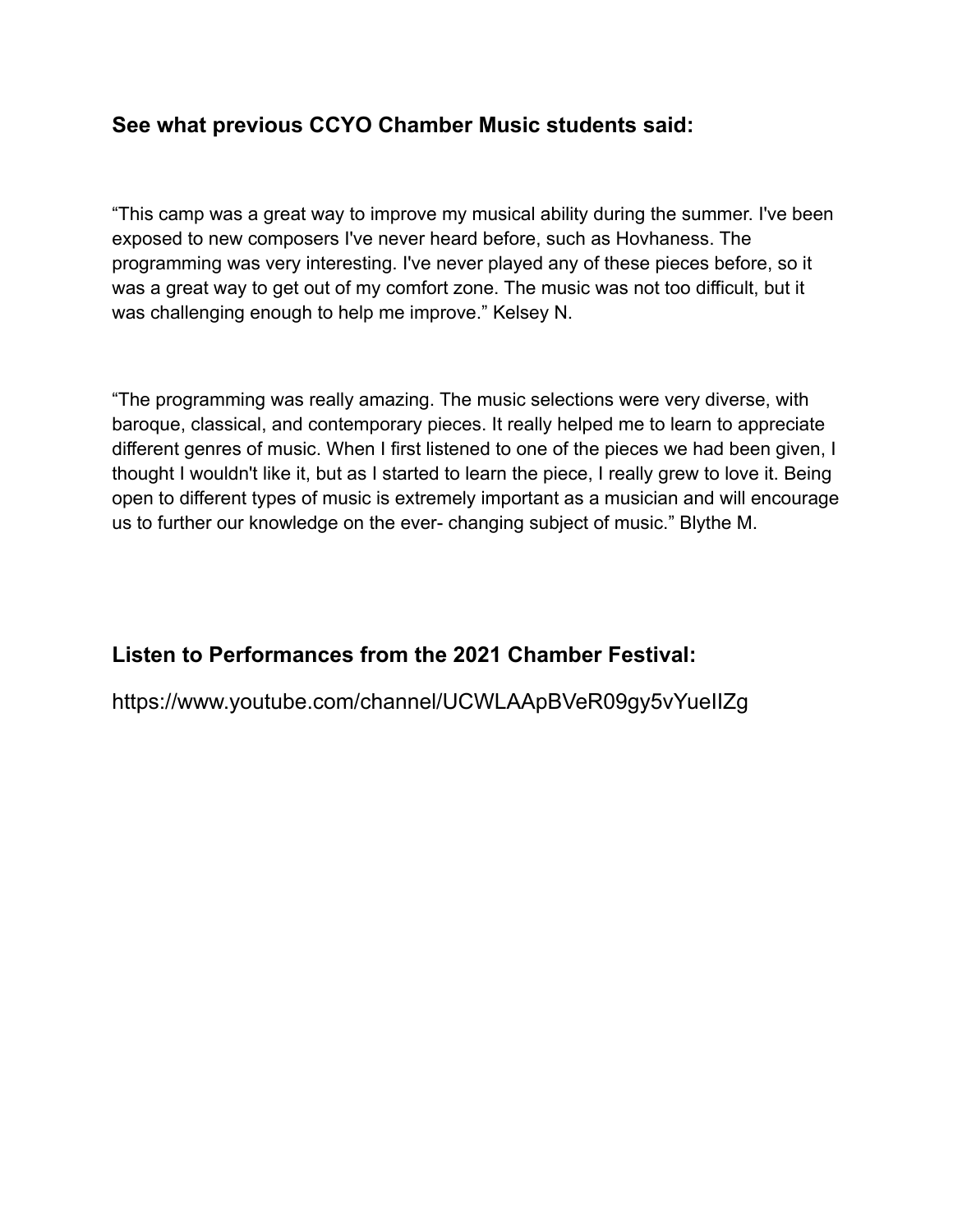### See what previous CCYO Chamber Music students said:

“This camp was a great way to improve my musical ability during the summer. I've been exposed to new composers I've never heard before, such as Hovhaness. The programming was very interesting. I've never played any of these pieces before, so it was a great way to get out of my comfort zone. The music was not too difficult, but it was challenging enough to help me improve.” Kelsey N.

“The programming was really amazing. The music selections were very diverse, with baroque, classical, and contemporary pieces. It really helped me to learn to appreciate different genres of music. When I first listened to one of the pieces we had been given, I thought I wouldn't like it, but as I started to learn the piece, I really grew to love it. Being open to different types of music is extremely important as a musician and will encourage us to further our knowledge on the ever- changing subject of music.” Blythe M.

### Listen to Performances from the 2021 Chamber Festival:

https://www.youtube.com/channel/UCWLAApBVeR09gy5vYueIIZg